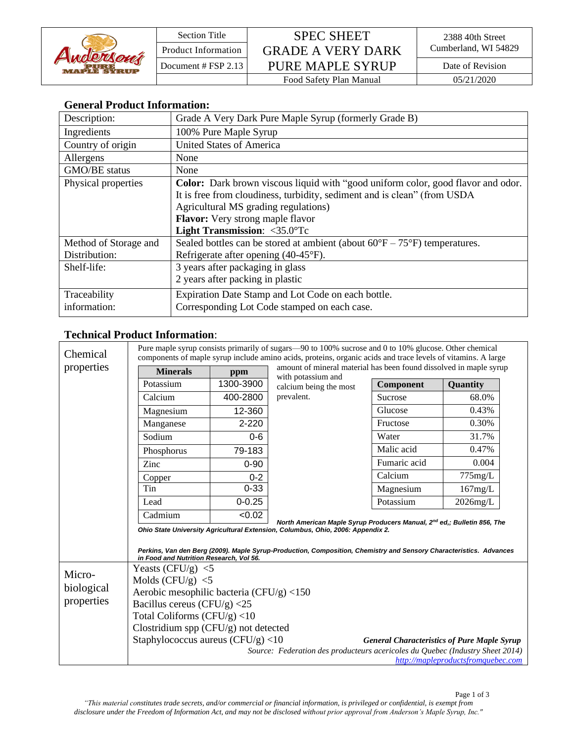| Anderson's Pure Maple Syrup | Section Title | SPEC SHEET GRADE A VERY DARK PURE MAPLE SYRUP | 2388 40th Street Cumberland, WI 54829 |
|---|---|---|---|
| | Product Information | | |
| | Document # FSP 2.13 | | Date of Revision |
| | | Food Safety Plan Manual | 05/21/2020 |

## General Product Information:

| Description: | Grade A Very Dark Pure Maple Syrup (formerly Grade B) |
|---|---|
| Ingredients | 100% Pure Maple Syrup |
| Country of origin | United States of America |
| Allergens | None |
| GMO/BE status | None |
| Physical properties | **Color:** Dark brown viscous liquid with "good uniform color, good flavor and odor. It is free from cloudiness, turbidity, sediment and is clean" (from USDA Agricultural MS grading regulations)<br>**Flavor:** Very strong maple flavor<br>**Light Transmission**: <35.0°Tc |
| Method of Storage and Distribution: | Sealed bottles can be stored at ambient (about 60°F – 75°F) temperatures. Refrigerate after opening (40-45°F). |
| Shelf-life: | 3 years after packaging in glass<br>2 years after packing in plastic |
| Traceability information: | Expiration Date Stamp and Lot Code on each bottle.<br>Corresponding Lot Code stamped on each case. |

## Technical Product Information:

### Chemical properties

Pure maple syrup consists primarily of sugars—90 to 100% sucrose and 0 to 10% glucose. Other chemical components of maple syrup include amino acids, proteins, organic acids and trace levels of vitamins. A large amount of mineral material has been found dissolved in maple syrup with potassium and calcium being the most prevalent.

| Minerals | ppm |
|---|---|
| Potassium | 1300-3900 |
| Calcium | 400-2800 |
| Magnesium | 12-360 |
| Manganese | 2-220 |
| Sodium | 0-6 |
| Phosphorus | 79-183 |
| Zinc | 0-90 |
| Copper | 0-2 |
| Tin | 0-33 |
| Lead | 0-0.25 |
| Cadmium | <0.02 |

| Component | Quantity |
|---|---|
| Sucrose | 68.0% |
| Glucose | 0.43% |
| Fructose | 0.30% |
| Water | 31.7% |
| Malic acid | 0.47% |
| Fumaric acid | 0.004 |
| Calcium | 775mg/L |
| Magnesium | 167mg/L |
| Potassium | 2026mg/L |

***North American Maple Syrup Producers Manual, 2nd ed,; Bulletin 856, The Ohio State University Agricultural Extension, Columbus, Ohio, 2006: Appendix 2.***

***Perkins, Van den Berg (2009). Maple Syrup-Production, Composition, Chemistry and Sensory Characteristics. Advances in Food and Nutrition Research, Vol 56.***

### Micro-biological properties

Yeasts (CFU/g) <5
Molds (CFU/g) <5
Aerobic mesophilic bacteria (CFU/g) <150
Bacillus cereus (CFU/g) <25
Total Coliforms (CFU/g) <10
Clostridium spp (CFU/g) not detected
Staphylococcus aureus (CFU/g) <10

***General Characteristics of Pure Maple Syrup***
*Source: Federation des producteurs acericoles du Quebec (Industry Sheet 2014)*
*http://mapleproductsfromquebec.com*

*"This material constitutes trade secrets, and/or commercial or financial information, is privileged or confidential, is exempt from disclosure under the Freedom of Information Act, and may not be disclosed without prior approval from Anderson's Maple Syrup, Inc."*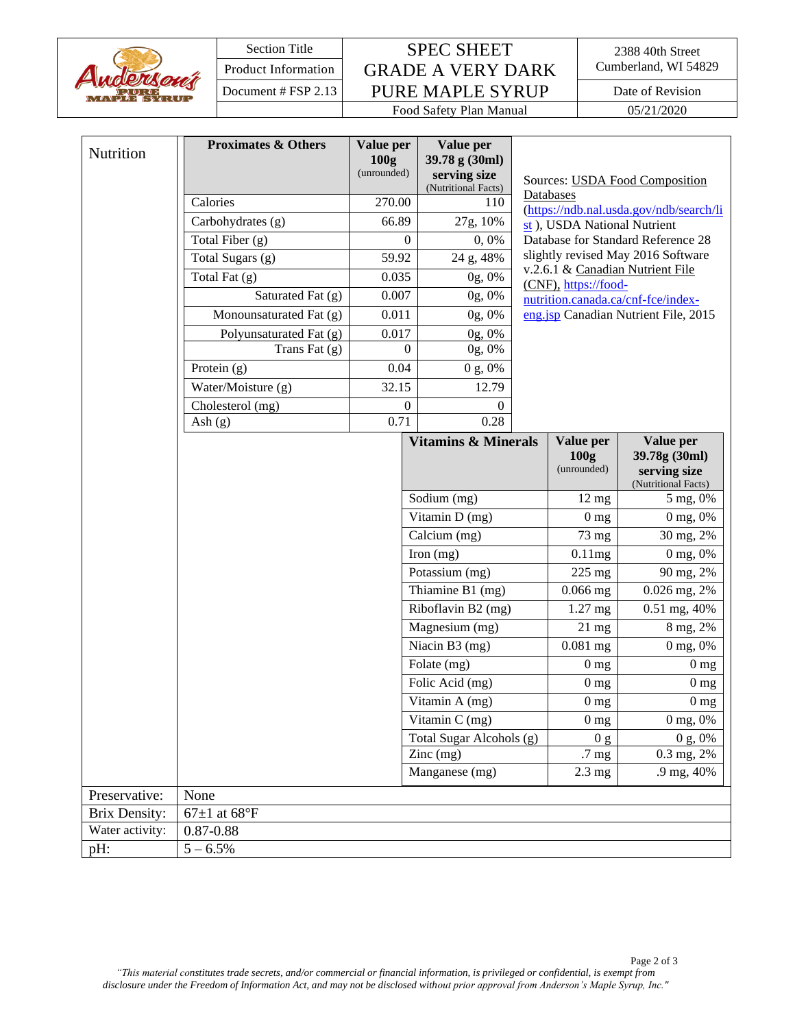| Section Title | SPEC SHEET GRADE A VERY DARK PURE MAPLE SYRUP | 2388 40th Street Cumberland, WI 54829 |
|---|---|---|
| Product Information | | |
| Document # FSP 2.13 | | Date of Revision |
| | Food Safety Plan Manual | 05/21/2020 |

**Nutrition**

| Proximates & Others | Value per 100g (unrounded) | Value per 39.78 g (30ml) serving size (Nutritional Facts) |
|---|---|---|
| Calories | 270.00 | 110 |
| Carbohydrates (g) | 66.89 | 27g, 10% |
| Total Fiber (g) | 0 | 0, 0% |
| Total Sugars (g) | 59.92 | 24 g, 48% |
| Total Fat (g) | 0.035 | 0g, 0% |
| Saturated Fat (g) | 0.007 | 0g, 0% |
| Monounsaturated Fat (g) | 0.011 | 0g, 0% |
| Polyunsaturated Fat (g) | 0.017 | 0g, 0% |
| Trans Fat (g) | 0 | 0g, 0% |
| Protein (g) | 0.04 | 0 g, 0% |
| Water/Moisture (g) | 32.15 | 12.79 |
| Cholesterol (mg) | 0 | 0 |
| Ash (g) | 0.71 | 0.28 |

Sources: USDA Food Composition Databases (https://ndb.nal.usda.gov/ndb/search/list ), USDA National Nutrient Database for Standard Reference 28 slightly revised May 2016 Software v.2.6.1 & Canadian Nutrient File (CNF), https://food-nutrition.canada.ca/cnf-fce/index-eng.jsp Canadian Nutrient File, 2015

| Vitamins & Minerals | Value per 100g (unrounded) | Value per 39.78g (30ml) serving size (Nutritional Facts) |
|---|---|---|
| Sodium (mg) | 12 mg | 5 mg, 0% |
| Vitamin D (mg) | 0 mg | 0 mg, 0% |
| Calcium (mg) | 73 mg | 30 mg, 2% |
| Iron (mg) | 0.11mg | 0 mg, 0% |
| Potassium (mg) | 225 mg | 90 mg, 2% |
| Thiamine B1 (mg) | 0.066 mg | 0.026 mg, 2% |
| Riboflavin B2 (mg) | 1.27 mg | 0.51 mg, 40% |
| Magnesium (mg) | 21 mg | 8 mg, 2% |
| Niacin B3 (mg) | 0.081 mg | 0 mg, 0% |
| Folate (mg) | 0 mg | 0 mg |
| Folic Acid (mg) | 0 mg | 0 mg |
| Vitamin A (mg) | 0 mg | 0 mg |
| Vitamin C (mg) | 0 mg | 0 mg, 0% |
| Total Sugar Alcohols (g) | 0 g | 0 g, 0% |
| Zinc (mg) | .7 mg | 0.3 mg, 2% |
| Manganese (mg) | 2.3 mg | .9 mg, 40% |

| | |
|---|---|
| Preservative: | None |
| Brix Density: | 67±1 at 68°F |
| Water activity: | 0.87-0.88 |
| pH: | 5 – 6.5% |

*"This material constitutes trade secrets, and/or commercial or financial information, is privileged or confidential, is exempt from disclosure under the Freedom of Information Act, and may not be disclosed without prior approval from Anderson's Maple Syrup, Inc."*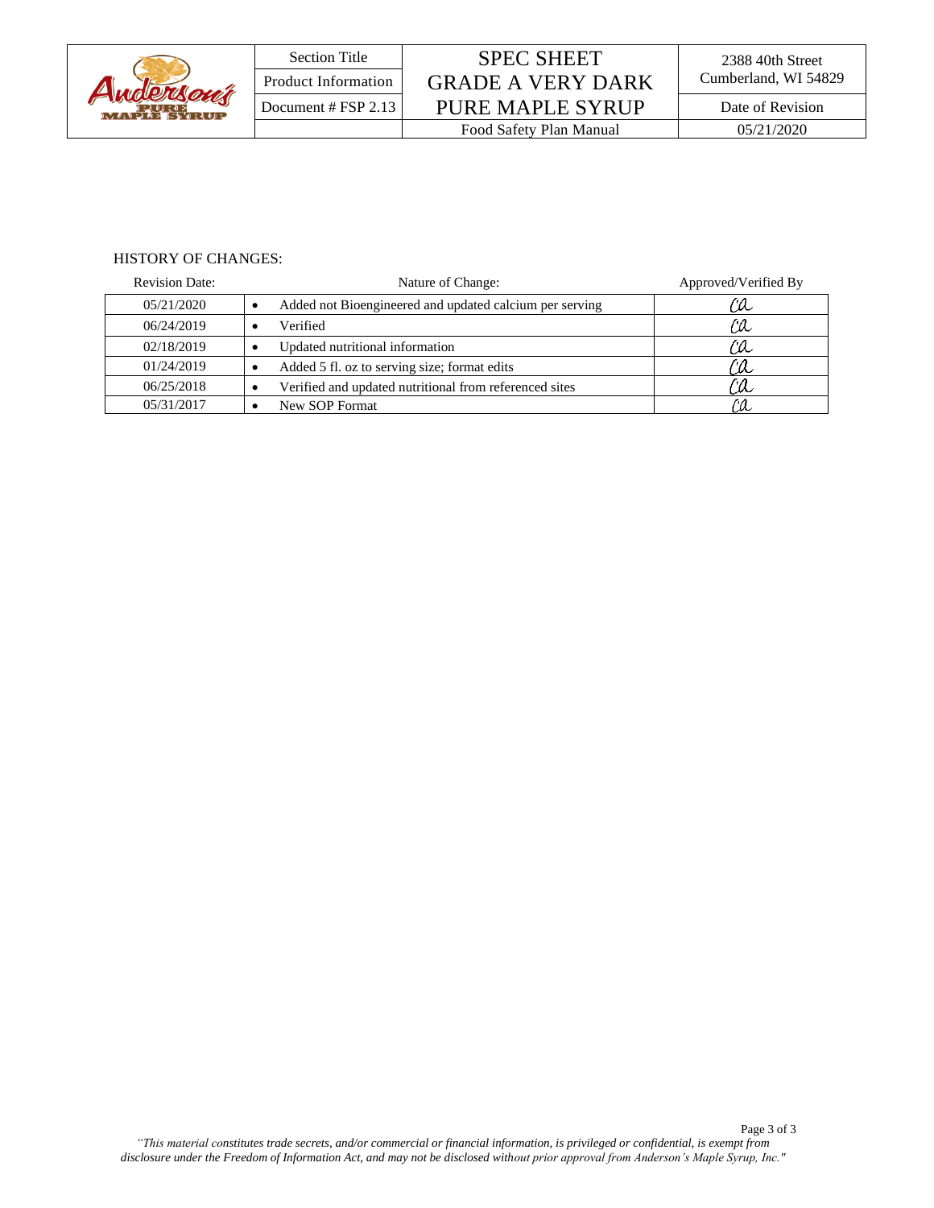| | | | |
|---|---|---|---|
| Anderson's PURE MAPLE SYRUP | Section Title | SPEC SHEET GRADE A VERY DARK PURE MAPLE SYRUP | 2388 40th Street Cumberland, WI 54829 |
| | Product Information | | |
| | Document # FSP 2.13 | | Date of Revision |
| | | Food Safety Plan Manual | 05/21/2020 |

HISTORY OF CHANGES:

| Revision Date: | Nature of Change: | Approved/Verified By |
|---|---|---|
| 05/21/2020 | • Added not Bioengineered and updated calcium per serving | CA |
| 06/24/2019 | • Verified | CA |
| 02/18/2019 | • Updated nutritional information | CA |
| 01/24/2019 | • Added 5 fl. oz to serving size; format edits | CA |
| 06/25/2018 | • Verified and updated nutritional from referenced sites | CA |
| 05/31/2017 | • New SOP Format | CA |

*"This material constitutes trade secrets, and/or commercial or financial information, is privileged or confidential, is exempt from disclosure under the Freedom of Information Act, and may not be disclosed without prior approval from Anderson's Maple Syrup, Inc."*